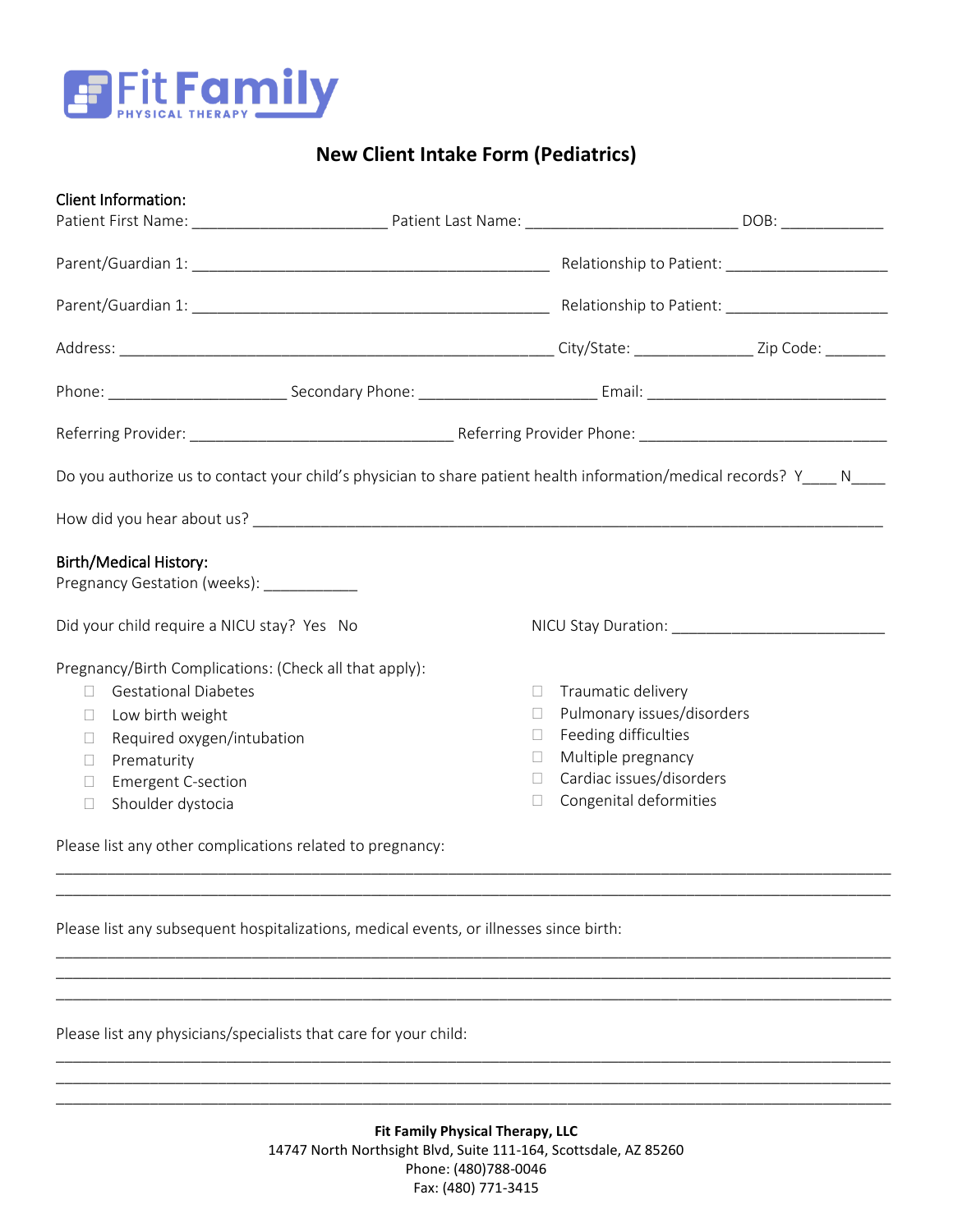Fit Family
PHYSICAL THERAPY

# New Client Intake Form (Pediatrics)

**Client Information:**

Patient First Name: ______________________ Patient Last Name: ________________________ DOB: ____________

Parent/Guardian 1: ________________________________________ Relationship to Patient: __________________

Parent/Guardian 1: ________________________________________ Relationship to Patient: __________________

Address: __________________________________________________ City/State: _____________ Zip Code: _______

Phone: ____________________ Secondary Phone: ____________________ Email: ___________________________

Referring Provider: ______________________________ Referring Provider Phone: ____________________________

Do you authorize us to contact your child's physician to share patient health information/medical records? Y____ N____

How did you hear about us? _______________________________________________________________________

**Birth/Medical History:**

Pregnancy Gestation (weeks): ___________

Did your child require a NICU stay? Yes No

NICU Stay Duration: ________________________

Pregnancy/Birth Complications: (Check all that apply):

- ☐ Gestational Diabetes
- ☐ Low birth weight
- ☐ Required oxygen/intubation
- ☐ Prematurity
- ☐ Emergent C-section
- ☐ Shoulder dystocia
- ☐ Traumatic delivery
- ☐ Pulmonary issues/disorders
- ☐ Feeding difficulties
- ☐ Multiple pregnancy
- ☐ Cardiac issues/disorders
- ☐ Congenital deformities

Please list any other complications related to pregnancy:

______________________________________________________________________________________________

______________________________________________________________________________________________

Please list any subsequent hospitalizations, medical events, or illnesses since birth:

______________________________________________________________________________________________

______________________________________________________________________________________________

______________________________________________________________________________________________

Please list any physicians/specialists that care for your child:

______________________________________________________________________________________________

______________________________________________________________________________________________

______________________________________________________________________________________________

**Fit Family Physical Therapy, LLC**
14747 North Northsight Blvd, Suite 111-164, Scottsdale, AZ 85260
Phone: (480)788-0046
Fax: (480) 771-3415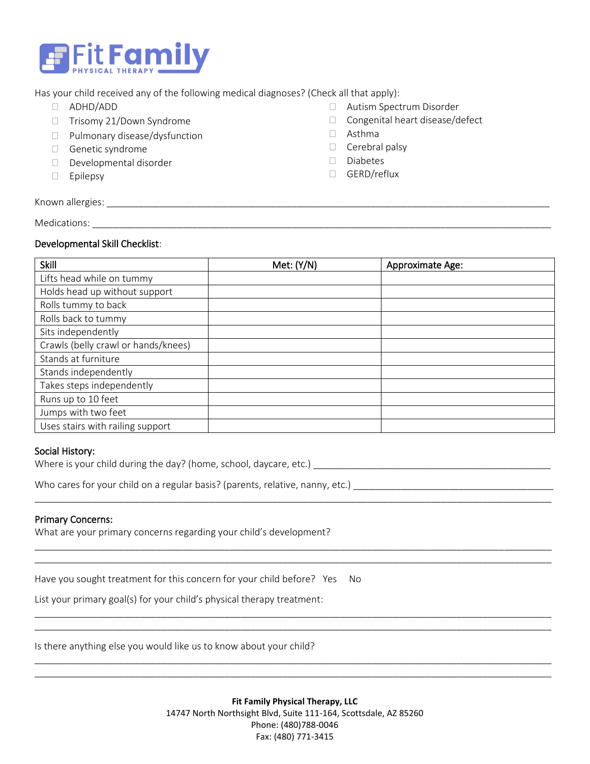Has your child received any of the following medical diagnoses? (Check all that apply):

- ☐ ADHD/ADD
- ☐ Trisomy 21/Down Syndrome
- ☐ Pulmonary disease/dysfunction
- ☐ Genetic syndrome
- ☐ Developmental disorder
- ☐ Epilepsy
- ☐ Autism Spectrum Disorder
- ☐ Congenital heart disease/defect
- ☐ Asthma
- ☐ Cerebral palsy
- ☐ Diabetes
- ☐ GERD/reflux

Known allergies: ______________________________________________________________________________

Medications: _________________________________________________________________________________

**Developmental Skill Checklist**:

| Skill | Met: (Y/N) | Approximate Age: |
|---|---|---|
| Lifts head while on tummy | | |
| Holds head up without support | | |
| Rolls tummy to back | | |
| Rolls back to tummy | | |
| Sits independently | | |
| Crawls (belly crawl or hands/knees) | | |
| Stands at furniture | | |
| Stands independently | | |
| Takes steps independently | | |
| Runs up to 10 feet | | |
| Jumps with two feet | | |
| Uses stairs with railing support | | |

**Social History:**

Where is your child during the day? (home, school, daycare, etc.) ____________________________________________

Who cares for your child on a regular basis? (parents, relative, nanny, etc.) ____________________________________
_______________________________________________________________________________________________

**Primary Concerns:**

What are your primary concerns regarding your child's development?

_______________________________________________________________________________________________
_______________________________________________________________________________________________

Have you sought treatment for this concern for your child before? Yes No

List your primary goal(s) for your child's physical therapy treatment:

_______________________________________________________________________________________________
_______________________________________________________________________________________________

Is there anything else you would like us to know about your child?

_______________________________________________________________________________________________
_______________________________________________________________________________________________

**Fit Family Physical Therapy, LLC**
14747 North Northsight Blvd, Suite 111-164, Scottsdale, AZ 85260
Phone: (480)788-0046
Fax: (480) 771-3415